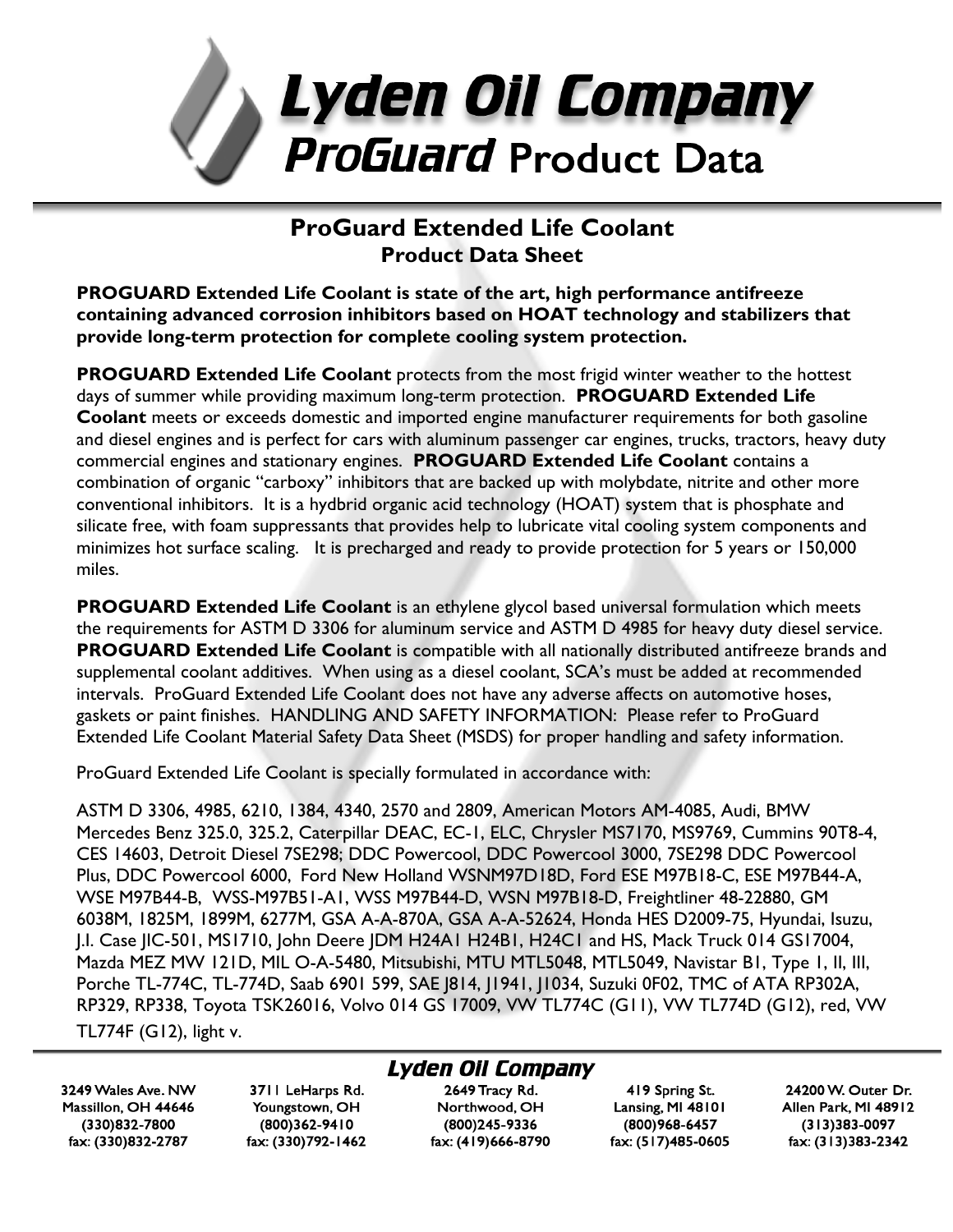# Lyden Oil Company
## ProGuard Product Data

## ProGuard Extended Life Coolant
### Product Data Sheet

**PROGUARD Extended Life Coolant is state of the art, high performance antifreeze containing advanced corrosion inhibitors based on HOAT technology and stabilizers that provide long-term protection for complete cooling system protection.**

**PROGUARD Extended Life Coolant** protects from the most frigid winter weather to the hottest days of summer while providing maximum long-term protection. **PROGUARD Extended Life Coolant** meets or exceeds domestic and imported engine manufacturer requirements for both gasoline and diesel engines and is perfect for cars with aluminum passenger car engines, trucks, tractors, heavy duty commercial engines and stationary engines. **PROGUARD Extended Life Coolant** contains a combination of organic "carboxy" inhibitors that are backed up with molybdate, nitrite and other more conventional inhibitors. It is a hydbrid organic acid technology (HOAT) system that is phosphate and silicate free, with foam suppressants that provides help to lubricate vital cooling system components and minimizes hot surface scaling. It is precharged and ready to provide protection for 5 years or 150,000 miles.

**PROGUARD Extended Life Coolant** is an ethylene glycol based universal formulation which meets the requirements for ASTM D 3306 for aluminum service and ASTM D 4985 for heavy duty diesel service. **PROGUARD Extended Life Coolant** is compatible with all nationally distributed antifreeze brands and supplemental coolant additives. When using as a diesel coolant, SCA's must be added at recommended intervals. ProGuard Extended Life Coolant does not have any adverse affects on automotive hoses, gaskets or paint finishes. HANDLING AND SAFETY INFORMATION: Please refer to ProGuard Extended Life Coolant Material Safety Data Sheet (MSDS) for proper handling and safety information.

ProGuard Extended Life Coolant is specially formulated in accordance with:

ASTM D 3306, 4985, 6210, 1384, 4340, 2570 and 2809, American Motors AM-4085, Audi, BMW Mercedes Benz 325.0, 325.2, Caterpillar DEAC, EC-1, ELC, Chrysler MS7170, MS9769, Cummins 90T8-4, CES 14603, Detroit Diesel 7SE298; DDC Powercool, DDC Powercool 3000, 7SE298 DDC Powercool Plus, DDC Powercool 6000, Ford New Holland WSNM97D18D, Ford ESE M97B18-C, ESE M97B44-A, WSE M97B44-B, WSS-M97B51-A1, WSS M97B44-D, WSN M97B18-D, Freightliner 48-22880, GM 6038M, 1825M, 1899M, 6277M, GSA A-A-870A, GSA A-A-52624, Honda HES D2009-75, Hyundai, Isuzu, J.I. Case JIC-501, MS1710, John Deere JDM H24A1 H24B1, H24C1 and HS, Mack Truck 014 GS17004, Mazda MEZ MW 121D, MIL O-A-5480, Mitsubishi, MTU MTL5048, MTL5049, Navistar B1, Type 1, II, III, Porche TL-774C, TL-774D, Saab 6901 599, SAE J814, J1941, J1034, Suzuki 0F02, TMC of ATA RP302A, RP329, RP338, Toyota TSK26016, Volvo 014 GS 17009, VW TL774C (G11), VW TL774D (G12), red, VW TL774F (G12), light v.

**Lyden Oil Company**

| 3249 Wales Ave. NW | 3711 LeHarps Rd. | 2649 Tracy Rd. | 419 Spring St. | 24200 W. Outer Dr. |
|---|---|---|---|---|
| Massillon, OH 44646 | Youngstown, OH | Northwood, OH | Lansing, MI 48101 | Allen Park, MI 48912 |
| (330)832-7800 | (800)362-9410 | (800)245-9336 | (800)968-6457 | (313)383-0097 |
| fax: (330)832-2787 | fax: (330)792-1462 | fax: (419)666-8790 | fax: (517)485-0605 | fax: (313)383-2342 |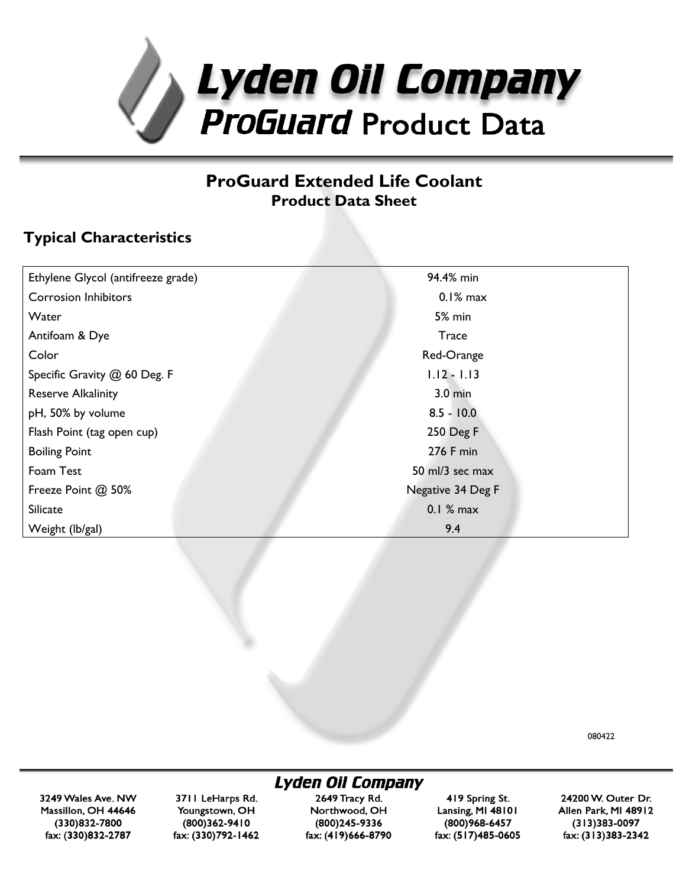# Lyden Oil Company
## ProGuard Product Data

## ProGuard Extended Life Coolant
### Product Data Sheet

### Typical Characteristics

| | |
|---|---|
| Ethylene Glycol (antifreeze grade) | 94.4% min |
| Corrosion Inhibitors | 0.1% max |
| Water | 5% min |
| Antifoam & Dye | Trace |
| Color | Red-Orange |
| Specific Gravity @ 60 Deg. F | 1.12 - 1.13 |
| Reserve Alkalinity | 3.0 min |
| pH, 50% by volume | 8.5 - 10.0 |
| Flash Point (tag open cup) | 250 Deg F |
| Boiling Point | 276 F min |
| Foam Test | 50 ml/3 sec max |
| Freeze Point @ 50% | Negative 34 Deg F |
| Silicate | 0.1 % max |
| Weight (lb/gal) | 9.4 |

080422

**Lyden Oil Company**

3249 Wales Ave. NW
Massillon, OH 44646
(330)832-7800
fax: (330)832-2787

3711 LeHarps Rd.
Youngstown, OH
(800)362-9410
fax: (330)792-1462

2649 Tracy Rd.
Northwood, OH
(800)245-9336
fax: (419)666-8790

419 Spring St.
Lansing, MI 48101
(800)968-6457
fax: (517)485-0605

24200 W. Outer Dr.
Allen Park, MI 48912
(313)383-0097
fax: (313)383-2342